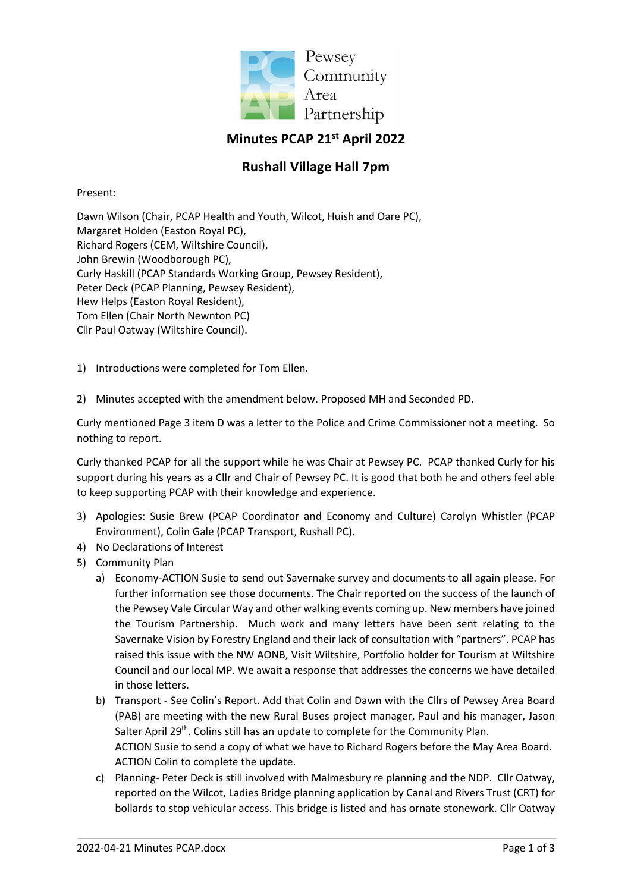Pewsey Community Area Partnership

# Minutes PCAP 21st April 2022

## Rushall Village Hall 7pm

Present:

Dawn Wilson (Chair, PCAP Health and Youth, Wilcot, Huish and Oare PC),
Margaret Holden (Easton Royal PC),
Richard Rogers (CEM, Wiltshire Council),
John Brewin (Woodborough PC),
Curly Haskill (PCAP Standards Working Group, Pewsey Resident),
Peter Deck (PCAP Planning, Pewsey Resident),
Hew Helps (Easton Royal Resident),
Tom Ellen (Chair North Newnton PC)
Cllr Paul Oatway (Wiltshire Council).

1) Introductions were completed for Tom Ellen.

2) Minutes accepted with the amendment below. Proposed MH and Seconded PD.

Curly mentioned Page 3 item D was a letter to the Police and Crime Commissioner not a meeting. So nothing to report.

Curly thanked PCAP for all the support while he was Chair at Pewsey PC. PCAP thanked Curly for his support during his years as a Cllr and Chair of Pewsey PC. It is good that both he and others feel able to keep supporting PCAP with their knowledge and experience.

3) Apologies: Susie Brew (PCAP Coordinator and Economy and Culture) Carolyn Whistler (PCAP Environment), Colin Gale (PCAP Transport, Rushall PC).
4) No Declarations of Interest
5) Community Plan
   a) Economy-ACTION Susie to send out Savernake survey and documents to all again please. For further information see those documents. The Chair reported on the success of the launch of the Pewsey Vale Circular Way and other walking events coming up. New members have joined the Tourism Partnership. Much work and many letters have been sent relating to the Savernake Vision by Forestry England and their lack of consultation with "partners". PCAP has raised this issue with the NW AONB, Visit Wiltshire, Portfolio holder for Tourism at Wiltshire Council and our local MP. We await a response that addresses the concerns we have detailed in those letters.
   b) Transport - See Colin's Report. Add that Colin and Dawn with the Cllrs of Pewsey Area Board (PAB) are meeting with the new Rural Buses project manager, Paul and his manager, Jason Salter April 29th. Colins still has an update to complete for the Community Plan.
      ACTION Susie to send a copy of what we have to Richard Rogers before the May Area Board.
      ACTION Colin to complete the update.
   c) Planning- Peter Deck is still involved with Malmesbury re planning and the NDP. Cllr Oatway, reported on the Wilcot, Ladies Bridge planning application by Canal and Rivers Trust (CRT) for bollards to stop vehicular access. This bridge is listed and has ornate stonework. Cllr Oatway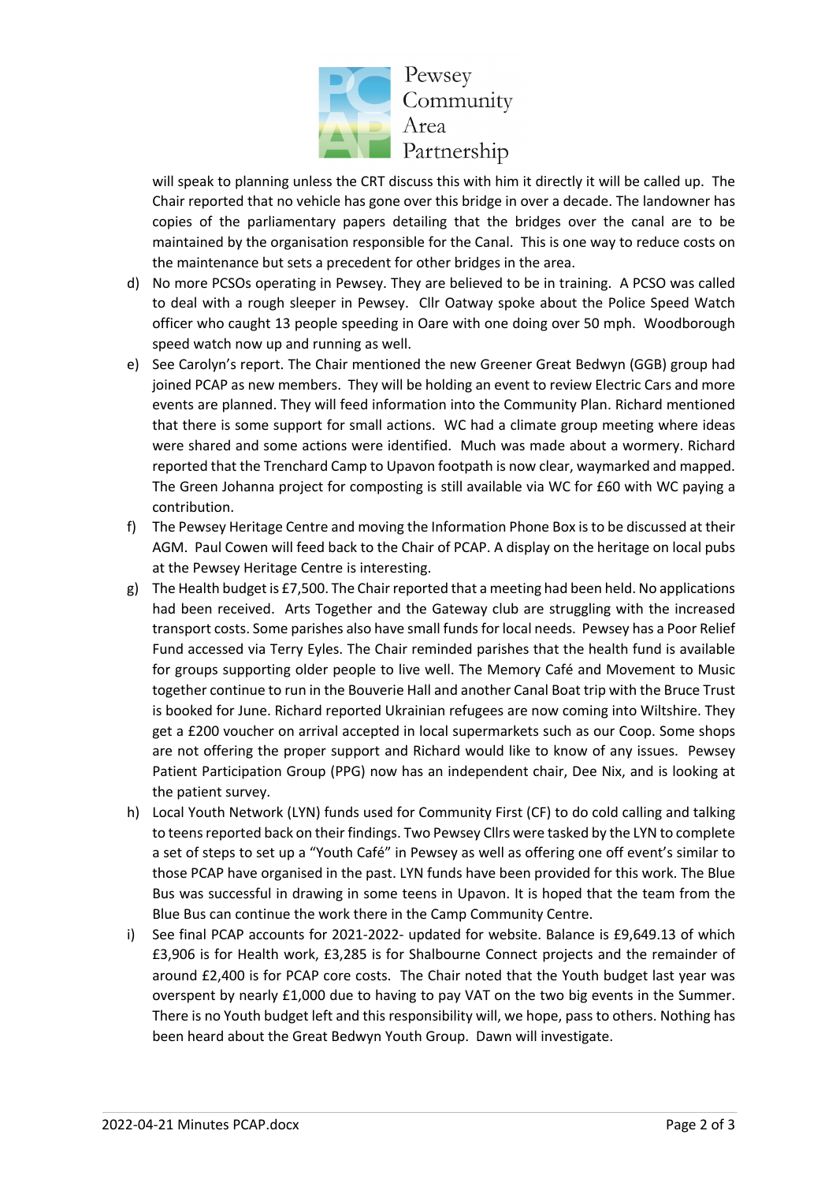will speak to planning unless the CRT discuss this with him it directly it will be called up. The Chair reported that no vehicle has gone over this bridge in over a decade. The landowner has copies of the parliamentary papers detailing that the bridges over the canal are to be maintained by the organisation responsible for the Canal. This is one way to reduce costs on the maintenance but sets a precedent for other bridges in the area.

d) No more PCSOs operating in Pewsey. They are believed to be in training. A PCSO was called to deal with a rough sleeper in Pewsey. Cllr Oatway spoke about the Police Speed Watch officer who caught 13 people speeding in Oare with one doing over 50 mph. Woodborough speed watch now up and running as well.

e) See Carolyn's report. The Chair mentioned the new Greener Great Bedwyn (GGB) group had joined PCAP as new members. They will be holding an event to review Electric Cars and more events are planned. They will feed information into the Community Plan. Richard mentioned that there is some support for small actions. WC had a climate group meeting where ideas were shared and some actions were identified. Much was made about a wormery. Richard reported that the Trenchard Camp to Upavon footpath is now clear, waymarked and mapped. The Green Johanna project for composting is still available via WC for £60 with WC paying a contribution.

f) The Pewsey Heritage Centre and moving the Information Phone Box is to be discussed at their AGM. Paul Cowen will feed back to the Chair of PCAP. A display on the heritage on local pubs at the Pewsey Heritage Centre is interesting.

g) The Health budget is £7,500. The Chair reported that a meeting had been held. No applications had been received. Arts Together and the Gateway club are struggling with the increased transport costs. Some parishes also have small funds for local needs. Pewsey has a Poor Relief Fund accessed via Terry Eyles. The Chair reminded parishes that the health fund is available for groups supporting older people to live well. The Memory Café and Movement to Music together continue to run in the Bouverie Hall and another Canal Boat trip with the Bruce Trust is booked for June. Richard reported Ukrainian refugees are now coming into Wiltshire. They get a £200 voucher on arrival accepted in local supermarkets such as our Coop. Some shops are not offering the proper support and Richard would like to know of any issues. Pewsey Patient Participation Group (PPG) now has an independent chair, Dee Nix, and is looking at the patient survey.

h) Local Youth Network (LYN) funds used for Community First (CF) to do cold calling and talking to teens reported back on their findings. Two Pewsey Cllrs were tasked by the LYN to complete a set of steps to set up a "Youth Café" in Pewsey as well as offering one off event's similar to those PCAP have organised in the past. LYN funds have been provided for this work. The Blue Bus was successful in drawing in some teens in Upavon. It is hoped that the team from the Blue Bus can continue the work there in the Camp Community Centre.

i) See final PCAP accounts for 2021-2022- updated for website. Balance is £9,649.13 of which £3,906 is for Health work, £3,285 is for Shalbourne Connect projects and the remainder of around £2,400 is for PCAP core costs. The Chair noted that the Youth budget last year was overspent by nearly £1,000 due to having to pay VAT on the two big events in the Summer. There is no Youth budget left and this responsibility will, we hope, pass to others. Nothing has been heard about the Great Bedwyn Youth Group. Dawn will investigate.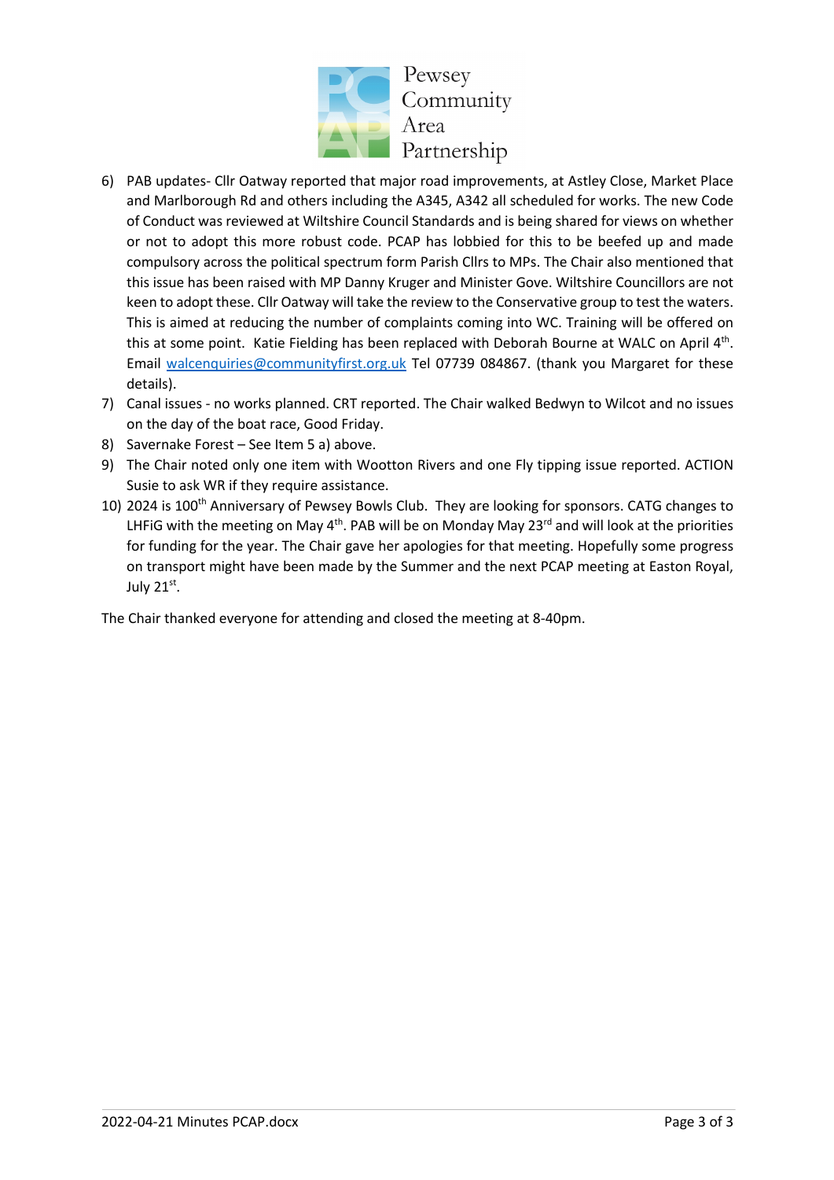6) PAB updates- Cllr Oatway reported that major road improvements, at Astley Close, Market Place and Marlborough Rd and others including the A345, A342 all scheduled for works. The new Code of Conduct was reviewed at Wiltshire Council Standards and is being shared for views on whether or not to adopt this more robust code. PCAP has lobbied for this to be beefed up and made compulsory across the political spectrum form Parish Cllrs to MPs. The Chair also mentioned that this issue has been raised with MP Danny Kruger and Minister Gove. Wiltshire Councillors are not keen to adopt these. Cllr Oatway will take the review to the Conservative group to test the waters. This is aimed at reducing the number of complaints coming into WC. Training will be offered on this at some point. Katie Fielding has been replaced with Deborah Bourne at WALC on April 4th. Email walcenquiries@communityfirst.org.uk Tel 07739 084867. (thank you Margaret for these details).
7) Canal issues - no works planned. CRT reported. The Chair walked Bedwyn to Wilcot and no issues on the day of the boat race, Good Friday.
8) Savernake Forest – See Item 5 a) above.
9) The Chair noted only one item with Wootton Rivers and one Fly tipping issue reported. ACTION Susie to ask WR if they require assistance.
10) 2024 is 100th Anniversary of Pewsey Bowls Club. They are looking for sponsors. CATG changes to LHFiG with the meeting on May 4th. PAB will be on Monday May 23rd and will look at the priorities for funding for the year. The Chair gave her apologies for that meeting. Hopefully some progress on transport might have been made by the Summer and the next PCAP meeting at Easton Royal, July 21st.

The Chair thanked everyone for attending and closed the meeting at 8-40pm.